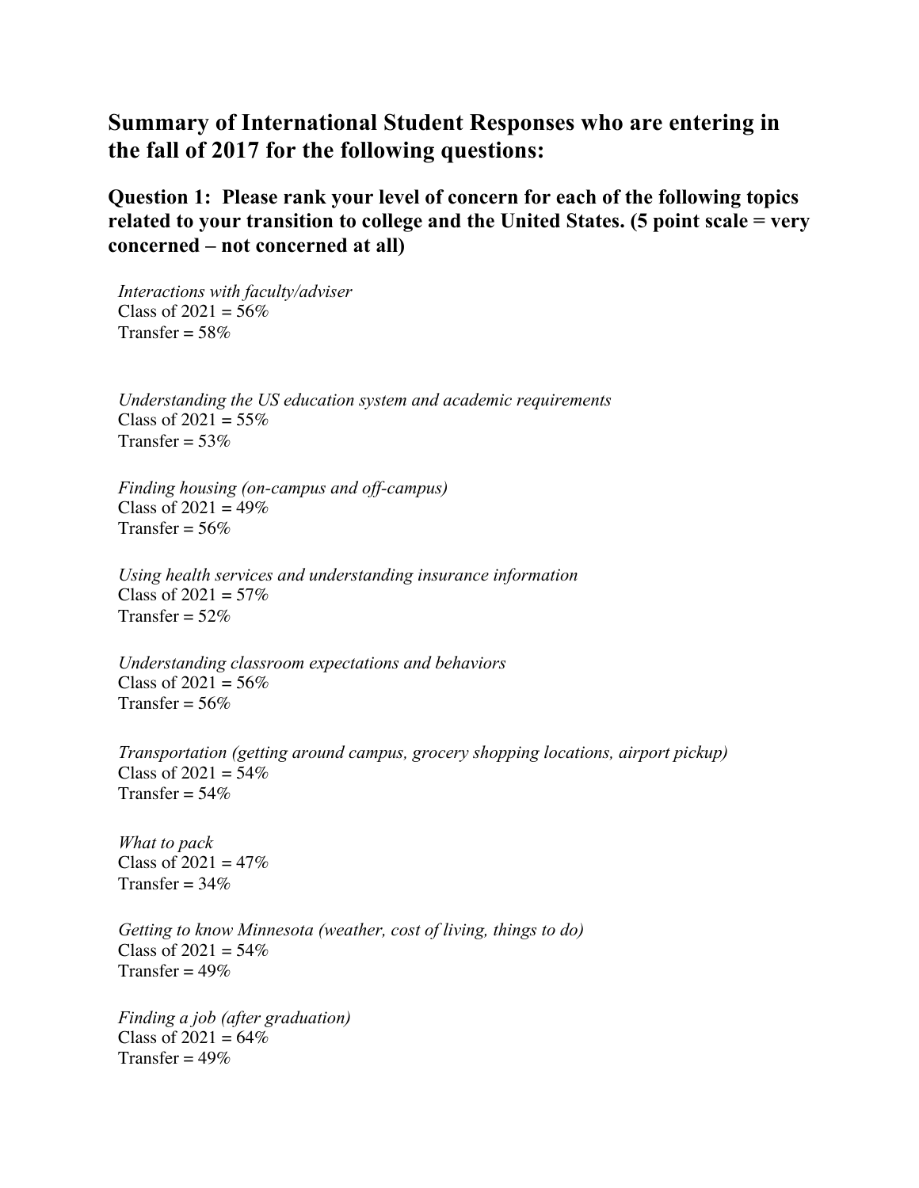## Summary of International Student Responses who are entering in the fall of 2017 for the following questions:

### Question 1: Please rank your level of concern for each of the following topics related to your transition to college and the United States. (5 point scale = very concerned – not concerned at all)

*Interactions with faculty/adviser*
Class of 2021 = 56%
Transfer = 58%

*Understanding the US education system and academic requirements*
Class of 2021 = 55%
Transfer = 53%

*Finding housing (on-campus and off-campus)*
Class of 2021 = 49%
Transfer = 56%

*Using health services and understanding insurance information*
Class of 2021 = 57%
Transfer = 52%

*Understanding classroom expectations and behaviors*
Class of 2021 = 56%
Transfer = 56%

*Transportation (getting around campus, grocery shopping locations, airport pickup)*
Class of 2021 = 54%
Transfer = 54%

*What to pack*
Class of 2021 = 47%
Transfer = 34%

*Getting to know Minnesota (weather, cost of living, things to do)*
Class of 2021 = 54%
Transfer = 49%

*Finding a job (after graduation)*
Class of 2021 = 64%
Transfer = 49%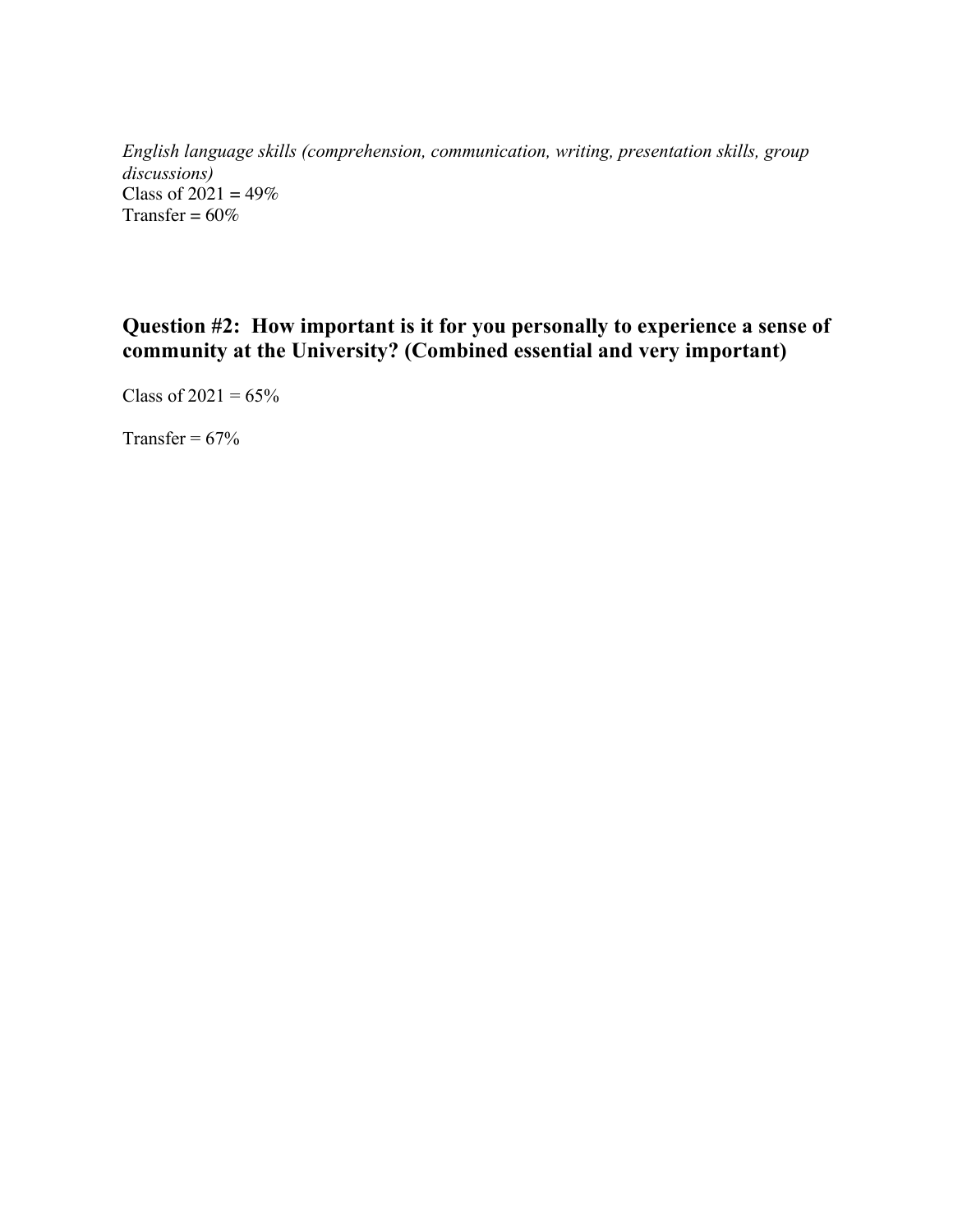*English language skills (comprehension, communication, writing, presentation skills, group discussions)*
Class of 2021 = 49%
Transfer = 60%

## Question #2: How important is it for you personally to experience a sense of community at the University? (Combined essential and very important)

Class of 2021 = 65%

Transfer = 67%